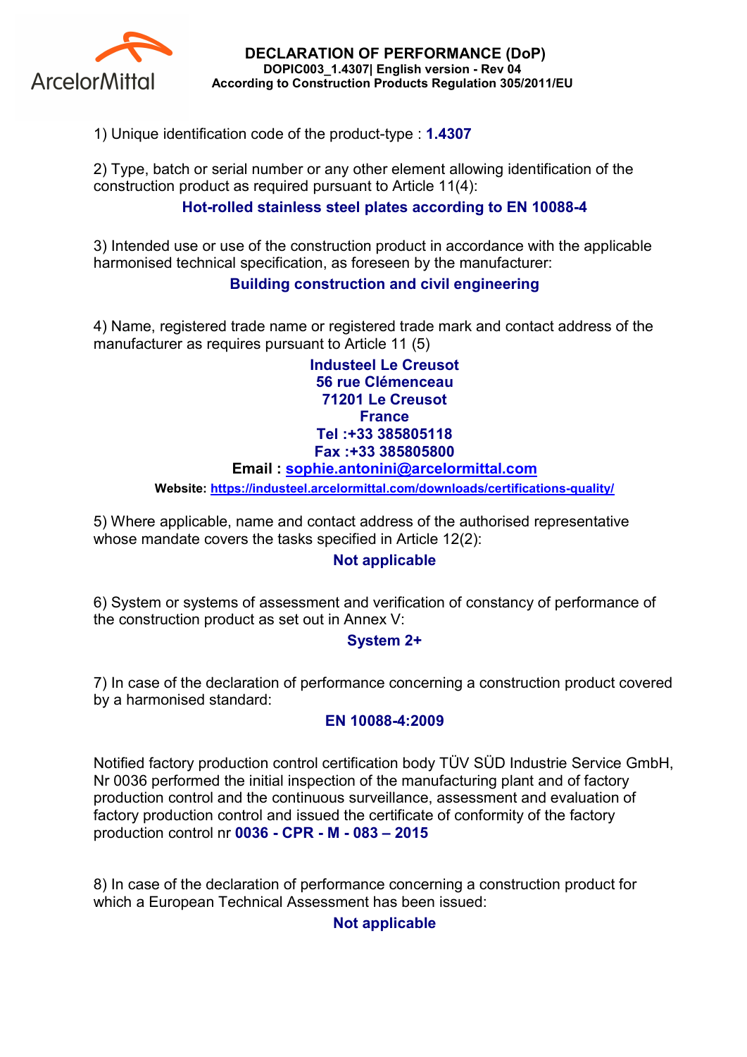ArcelorMittal

# DECLARATION OF PERFORMANCE (DoP)

**DOPIC003_1.4307| English version - Rev 04**

**According to Construction Products Regulation 305/2011/EU**

1) Unique identification code of the product-type : **1.4307**

2) Type, batch or serial number or any other element allowing identification of the construction product as required pursuant to Article 11(4):

**Hot-rolled stainless steel plates according to EN 10088-4**

3) Intended use or use of the construction product in accordance with the applicable harmonised technical specification, as foreseen by the manufacturer:

**Building construction and civil engineering**

4) Name, registered trade name or registered trade mark and contact address of the manufacturer as requires pursuant to Article 11 (5)

**Industeel Le Creusot**
**56 rue Clémenceau**
**71201 Le Creusot**
**France**
**Tel :+33 385805118**
**Fax :+33 385805800**
**Email : sophie.antonini@arcelormittal.com**
**Website: https://industeel.arcelormittal.com/downloads/certifications-quality/**

5) Where applicable, name and contact address of the authorised representative whose mandate covers the tasks specified in Article 12(2):

**Not applicable**

6) System or systems of assessment and verification of constancy of performance of the construction product as set out in Annex V:

**System 2+**

7) In case of the declaration of performance concerning a construction product covered by a harmonised standard:

**EN 10088-4:2009**

Notified factory production control certification body TÜV SÜD Industrie Service GmbH, Nr 0036 performed the initial inspection of the manufacturing plant and of factory production control and the continuous surveillance, assessment and evaluation of factory production control and issued the certificate of conformity of the factory production control nr **0036 - CPR - M - 083 – 2015**

8) In case of the declaration of performance concerning a construction product for which a European Technical Assessment has been issued:

**Not applicable**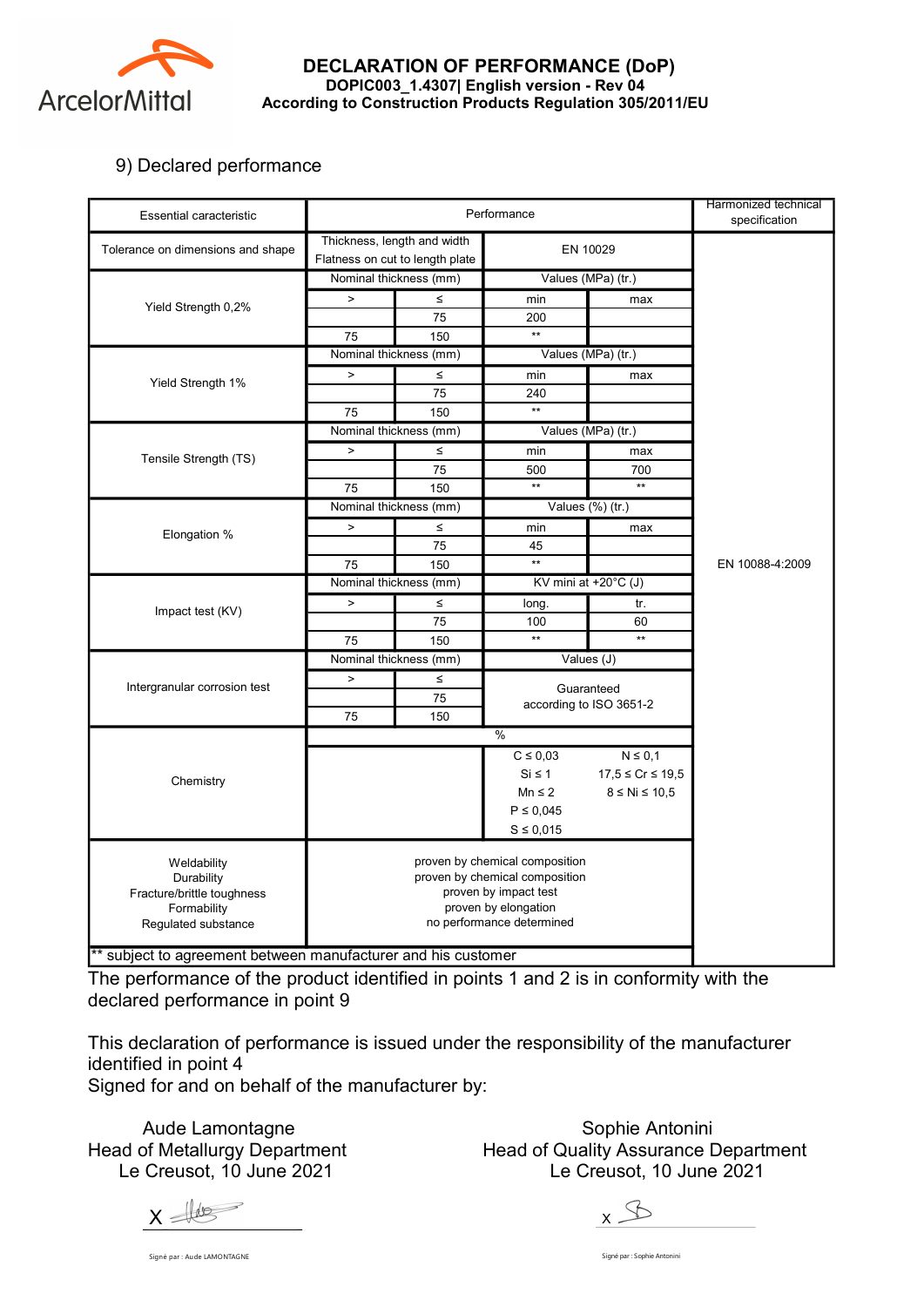# DECLARATION OF PERFORMANCE (DoP)

**DOPIC003_1.4307| English version - Rev 04**

**According to Construction Products Regulation 305/2011/EU**

9) Declared performance

| Essential caracteristic | Performance | | | | Harmonized technical specification |
|---|---|---|---|---|---|
| Tolerance on dimensions and shape | Thickness, length and width<br>Flatness on cut to length plate | | EN 10029 | | EN 10088-4:2009 |
| Yield Strength 0,2% | Nominal thickness (mm) | | Values (MPa) (tr.) | | |
| | > | ≤ | min | max | |
| | | 75 | 200 | | |
| | 75 | 150 | ** | | |
| Yield Strength 1% | Nominal thickness (mm) | | Values (MPa) (tr.) | | |
| | > | ≤ | min | max | |
| | | 75 | 240 | | |
| | 75 | 150 | ** | | |
| Tensile Strength (TS) | Nominal thickness (mm) | | Values (MPa) (tr.) | | |
| | > | ≤ | min | max | |
| | | 75 | 500 | 700 | |
| | 75 | 150 | ** | ** | |
| Elongation % | Nominal thickness (mm) | | Values (%) (tr.) | | |
| | > | ≤ | min | max | |
| | | 75 | 45 | | |
| | 75 | 150 | ** | | |
| Impact test (KV) | Nominal thickness (mm) | | KV mini at +20°C (J) | | |
| | > | ≤ | long. | tr. | |
| | | 75 | 100 | 60 | |
| | 75 | 150 | ** | ** | |
| Intergranular corrosion test | Nominal thickness (mm) | | Values (J) | | |
| | > | ≤ | Guaranteed according to ISO 3651-2 | | |
| | | 75 | | | |
| | 75 | 150 | | | |
| Chemistry | % | | | | |
| | | | C ≤ 0,03<br>Si ≤ 1<br>Mn ≤ 2<br>P ≤ 0,045<br>S ≤ 0,015 | N ≤ 0,1<br>17,5 ≤ Cr ≤ 19,5<br>8 ≤ Ni ≤ 10,5 | |
| Weldability<br>Durability<br>Fracture/brittle toughness<br>Formability<br>Regulated substance | proven by chemical composition<br>proven by chemical composition<br>proven by impact test<br>proven by elongation<br>no performance determined | | | | |

** subject to agreement between manufacturer and his customer

The performance of the product identified in points 1 and 2 is in conformity with the declared performance in point 9

This declaration of performance is issued under the responsibility of the manufacturer identified in point 4

Signed for and on behalf of the manufacturer by:

Aude Lamontagne
Head of Metallurgy Department
Le Creusot, 10 June 2021

X

Signé par : Aude LAMONTAGNE

Sophie Antonini
Head of Quality Assurance Department
Le Creusot, 10 June 2021

X

Signé par : Sophie Antonini